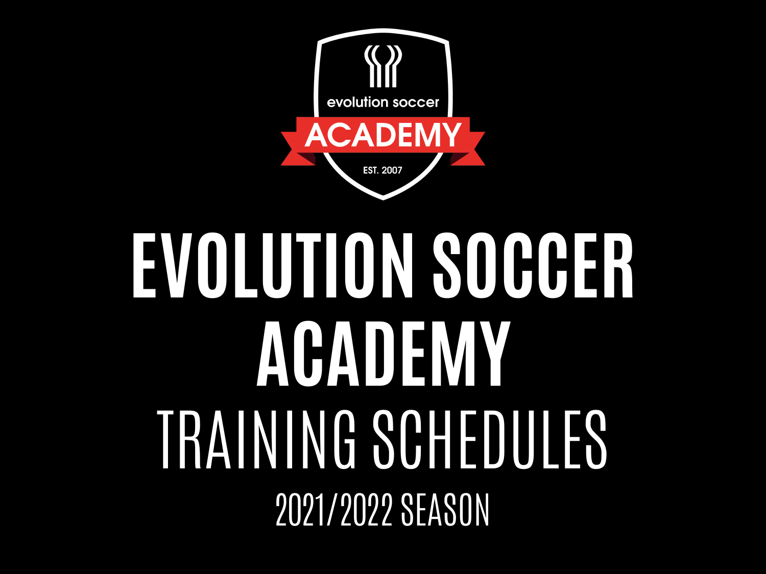evolution soccer

ACADEMY

EST. 2007

# EVOLUTION SOCCER ACADEMY

## TRAINING SCHEDULES

### 2021/2022 SEASON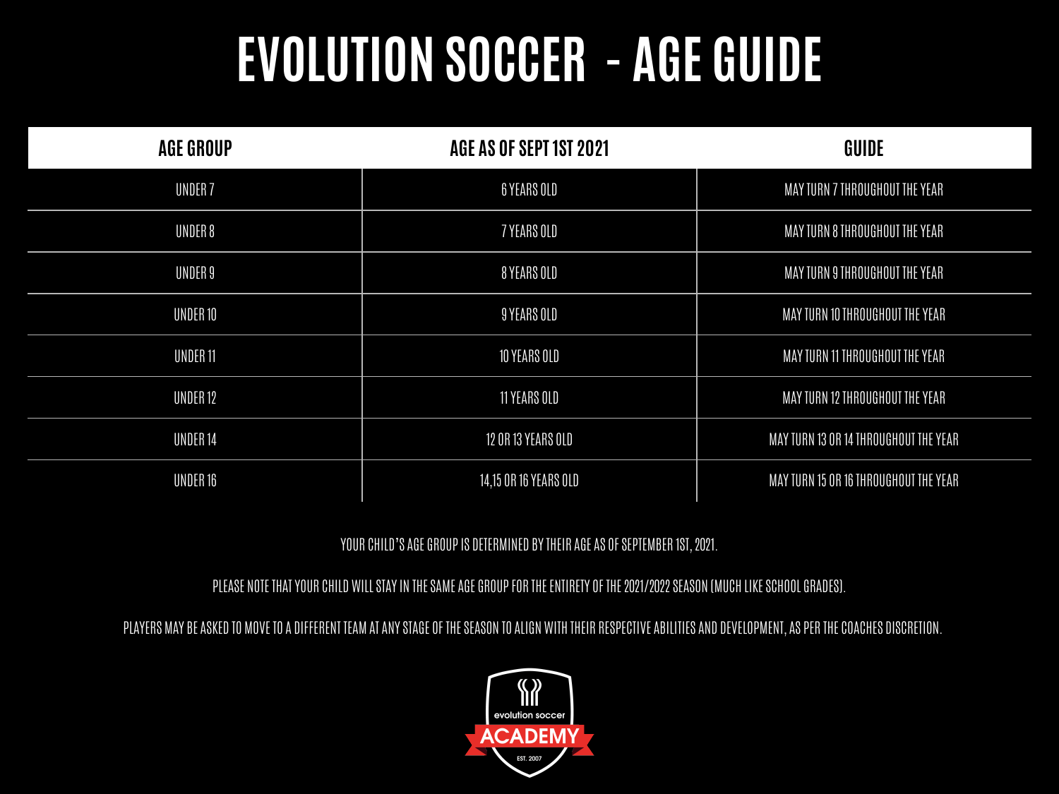# EVOLUTION SOCCER - AGE GUIDE

| AGE GROUP | AGE AS OF SEPT 1ST 2021 | GUIDE |
| --- | --- | --- |
| UNDER 7 | 6 YEARS OLD | MAY TURN 7 THROUGHOUT THE YEAR |
| UNDER 8 | 7 YEARS OLD | MAY TURN 8 THROUGHOUT THE YEAR |
| UNDER 9 | 8 YEARS OLD | MAY TURN 9 THROUGHOUT THE YEAR |
| UNDER 10 | 9 YEARS OLD | MAY TURN 10 THROUGHOUT THE YEAR |
| UNDER 11 | 10 YEARS OLD | MAY TURN 11 THROUGHOUT THE YEAR |
| UNDER 12 | 11 YEARS OLD | MAY TURN 12 THROUGHOUT THE YEAR |
| UNDER 14 | 12 OR 13 YEARS OLD | MAY TURN 13 OR 14 THROUGHOUT THE YEAR |
| UNDER 16 | 14,15 OR 16 YEARS OLD | MAY TURN 15 OR 16 THROUGHOUT THE YEAR |

YOUR CHILD'S AGE GROUP IS DETERMINED BY THEIR AGE AS OF SEPTEMBER 1ST, 2021.

PLEASE NOTE THAT YOUR CHILD WILL STAY IN THE SAME AGE GROUP FOR THE ENTIRETY OF THE 2021/2022 SEASON (MUCH LIKE SCHOOL GRADES).

PLAYERS MAY BE ASKED TO MOVE TO A DIFFERENT TEAM AT ANY STAGE OF THE SEASON TO ALIGN WITH THEIR RESPECTIVE ABILITIES AND DEVELOPMENT, AS PER THE COACHES DISCRETION.

evolution soccer ACADEMY EST. 2007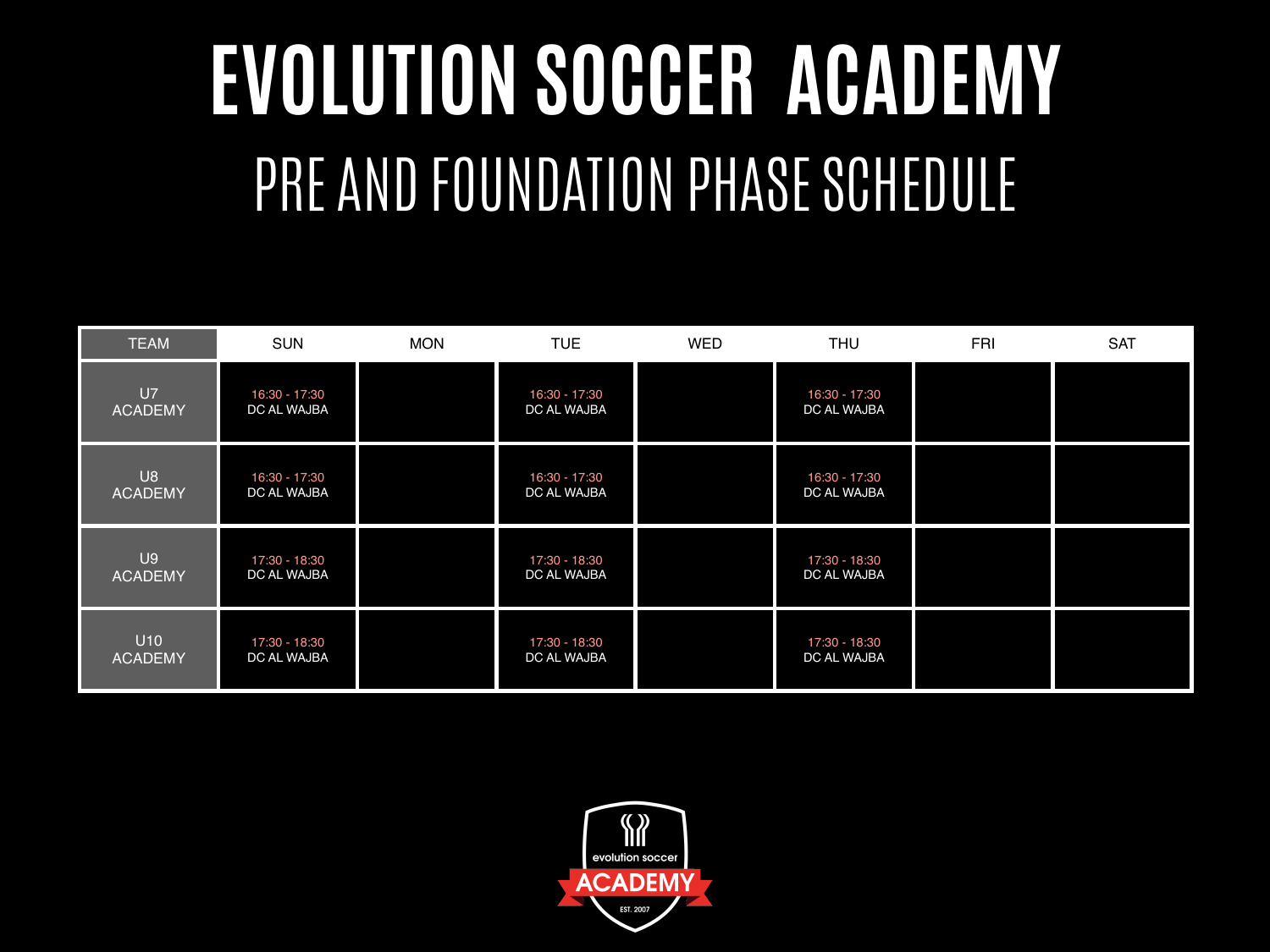# EVOLUTION SOCCER ACADEMY

## PRE AND FOUNDATION PHASE SCHEDULE

| TEAM | SUN | MON | TUE | WED | THU | FRI | SAT |
|---|---|---|---|---|---|---|---|
| U7 ACADEMY | 16:30 - 17:30 DC AL WAJBA | | 16:30 - 17:30 DC AL WAJBA | | 16:30 - 17:30 DC AL WAJBA | | |
| U8 ACADEMY | 16:30 - 17:30 DC AL WAJBA | | 16:30 - 17:30 DC AL WAJBA | | 16:30 - 17:30 DC AL WAJBA | | |
| U9 ACADEMY | 17:30 - 18:30 DC AL WAJBA | | 17:30 - 18:30 DC AL WAJBA | | 17:30 - 18:30 DC AL WAJBA | | |
| U10 ACADEMY | 17:30 - 18:30 DC AL WAJBA | | 17:30 - 18:30 DC AL WAJBA | | 17:30 - 18:30 DC AL WAJBA | | |

evolution soccer ACADEMY EST. 2007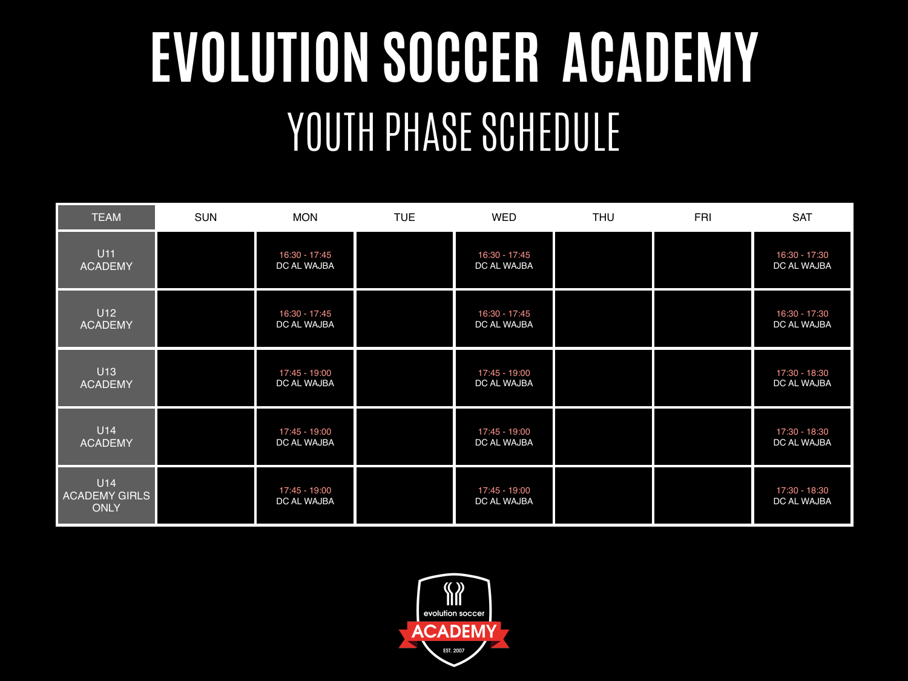# EVOLUTION SOCCER ACADEMY

## YOUTH PHASE SCHEDULE

| TEAM | SUN | MON | TUE | WED | THU | FRI | SAT |
|---|---|---|---|---|---|---|---|
| U11 ACADEMY | | 16:30 - 17:45 DC AL WAJBA | | 16:30 - 17:45 DC AL WAJBA | | | 16:30 - 17:30 DC AL WAJBA |
| U12 ACADEMY | | 16:30 - 17:45 DC AL WAJBA | | 16:30 - 17:45 DC AL WAJBA | | | 16:30 - 17:30 DC AL WAJBA |
| U13 ACADEMY | | 17:45 - 19:00 DC AL WAJBA | | 17:45 - 19:00 DC AL WAJBA | | | 17:30 - 18:30 DC AL WAJBA |
| U14 ACADEMY | | 17:45 - 19:00 DC AL WAJBA | | 17:45 - 19:00 DC AL WAJBA | | | 17:30 - 18:30 DC AL WAJBA |
| U14 ACADEMY GIRLS ONLY | | 17:45 - 19:00 DC AL WAJBA | | 17:45 - 19:00 DC AL WAJBA | | | 17:30 - 18:30 DC AL WAJBA |

evolution soccer ACADEMY EST. 2007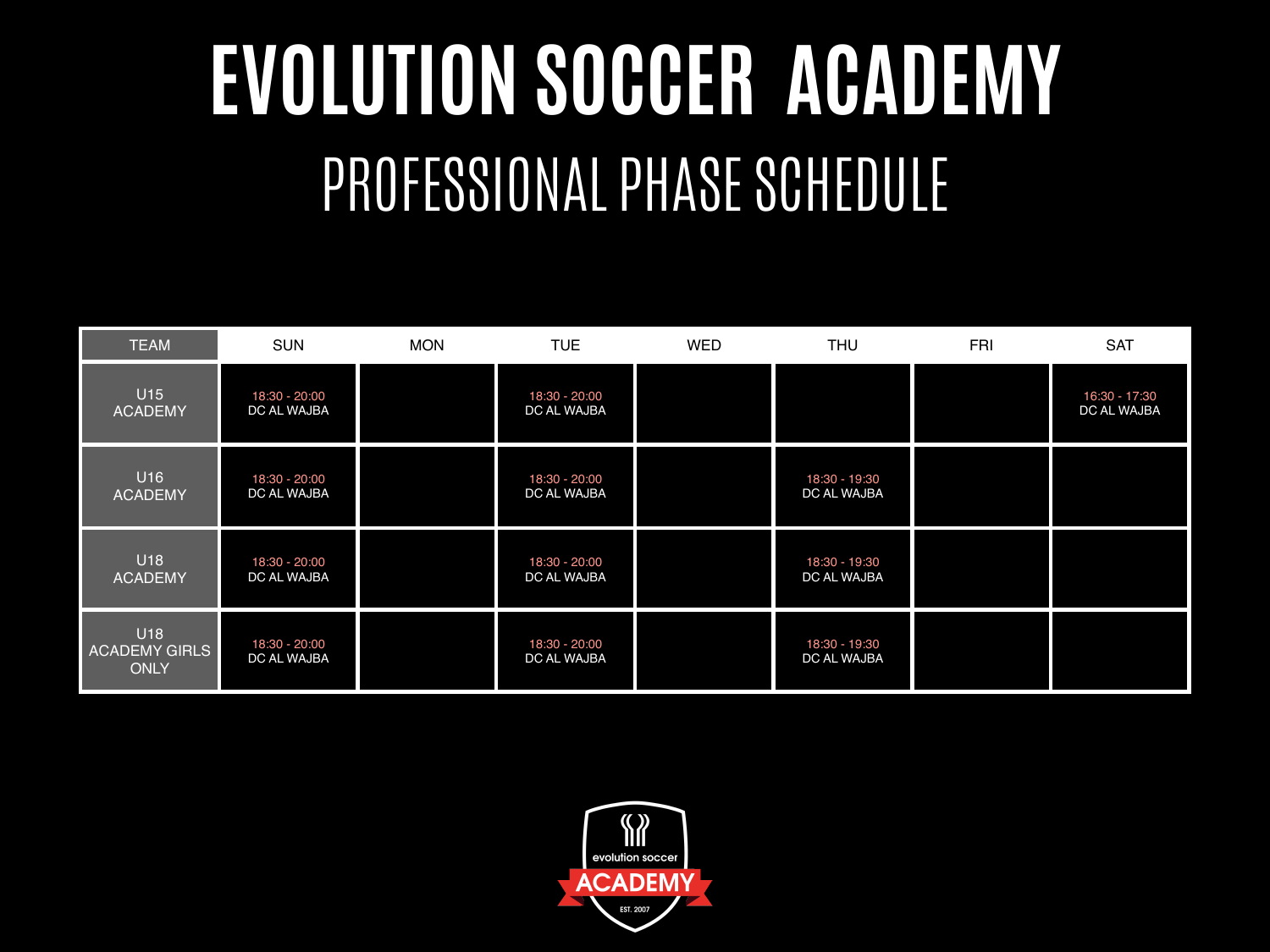# EVOLUTION SOCCER ACADEMY

## PROFESSIONAL PHASE SCHEDULE

| TEAM | SUN | MON | TUE | WED | THU | FRI | SAT |
|---|---|---|---|---|---|---|---|
| U15 ACADEMY | 18:30 - 20:00 DC AL WAJBA | | 18:30 - 20:00 DC AL WAJBA | | | | 16:30 - 17:30 DC AL WAJBA |
| U16 ACADEMY | 18:30 - 20:00 DC AL WAJBA | | 18:30 - 20:00 DC AL WAJBA | | 18:30 - 19:30 DC AL WAJBA | | |
| U18 ACADEMY | 18:30 - 20:00 DC AL WAJBA | | 18:30 - 20:00 DC AL WAJBA | | 18:30 - 19:30 DC AL WAJBA | | |
| U18 ACADEMY GIRLS ONLY | 18:30 - 20:00 DC AL WAJBA | | 18:30 - 20:00 DC AL WAJBA | | 18:30 - 19:30 DC AL WAJBA | | |

evolution soccer ACADEMY EST. 2007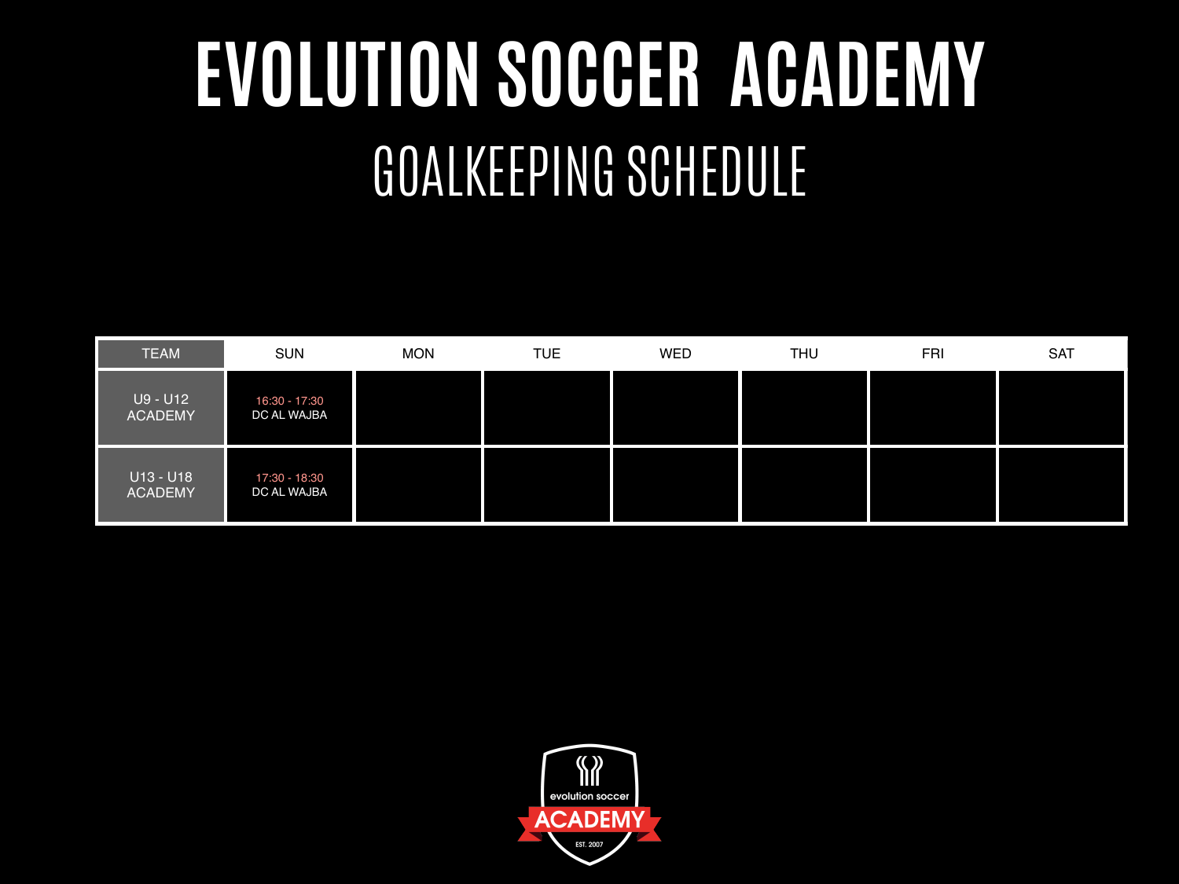# EVOLUTION SOCCER ACADEMY

## GOALKEEPING SCHEDULE

| TEAM | SUN | MON | TUE | WED | THU | FRI | SAT |
|---|---|---|---|---|---|---|---|
| U9 - U12 ACADEMY | 16:30 - 17:30 DC AL WAJBA | | | | | | |
| U13 - U18 ACADEMY | 17:30 - 18:30 DC AL WAJBA | | | | | | |